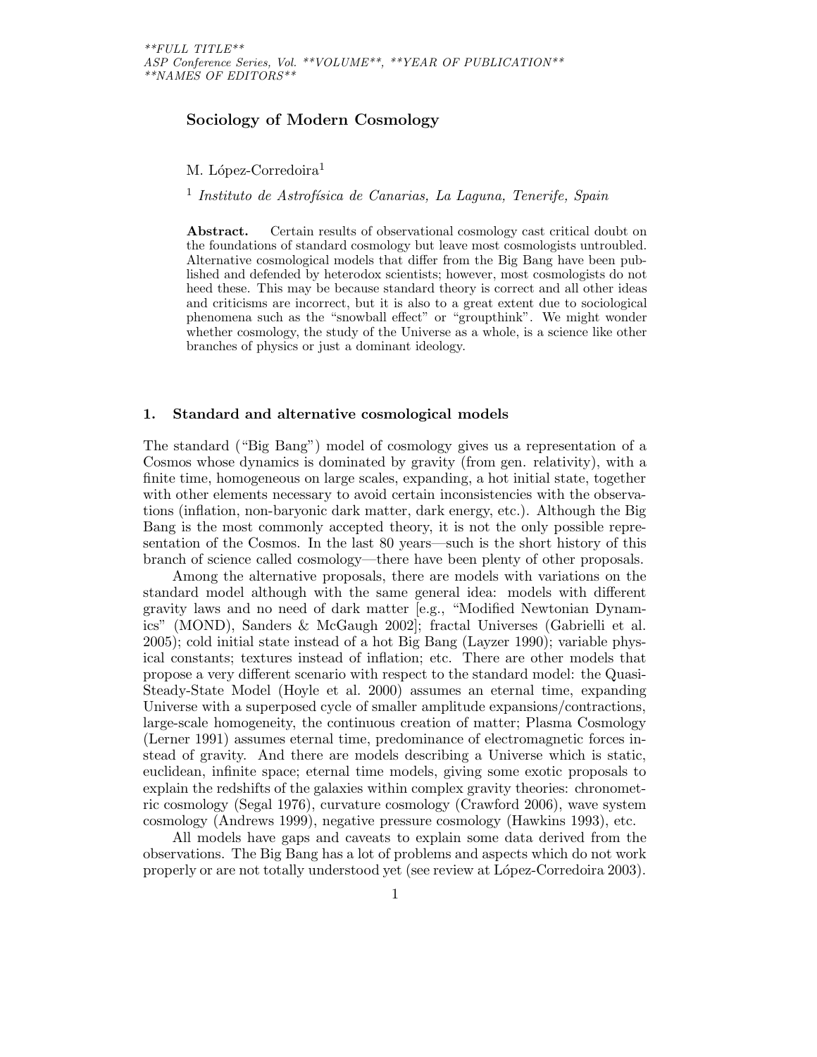# Sociology of Modern Cosmology

M. López-Corredoira[1]

[1] *Instituto de Astrofísica de Canarias, La Laguna, Tenerife, Spain*

**Abstract.** Certain results of observational cosmology cast critical doubt on the foundations of standard cosmology but leave most cosmologists untroubled. Alternative cosmological models that differ from the Big Bang have been published and defended by heterodox scientists; however, most cosmologists do not heed these. This may be because standard theory is correct and all other ideas and criticisms are incorrect, but it is also to a great extent due to sociological phenomena such as the "snowball effect" or "groupthink". We might wonder whether cosmology, the study of the Universe as a whole, is a science like other branches of physics or just a dominant ideology.

## 1. Standard and alternative cosmological models

The standard ("Big Bang") model of cosmology gives us a representation of a Cosmos whose dynamics is dominated by gravity (from gen. relativity), with a finite time, homogeneous on large scales, expanding, a hot initial state, together with other elements necessary to avoid certain inconsistencies with the observations (inflation, non-baryonic dark matter, dark energy, etc.). Although the Big Bang is the most commonly accepted theory, it is not the only possible representation of the Cosmos. In the last 80 years—such is the short history of this branch of science called cosmology—there have been plenty of other proposals.

Among the alternative proposals, there are models with variations on the standard model although with the same general idea: models with different gravity laws and no need of dark matter [e.g., "Modified Newtonian Dynamics" (MOND), Sanders & McGaugh 2002]; fractal Universes (Gabrielli et al. 2005); cold initial state instead of a hot Big Bang (Layzer 1990); variable physical constants; textures instead of inflation; etc. There are other models that propose a very different scenario with respect to the standard model: the Quasi-Steady-State Model (Hoyle et al. 2000) assumes an eternal time, expanding Universe with a superposed cycle of smaller amplitude expansions/contractions, large-scale homogeneity, the continuous creation of matter; Plasma Cosmology (Lerner 1991) assumes eternal time, predominance of electromagnetic forces instead of gravity. And there are models describing a Universe which is static, euclidean, infinite space; eternal time models, giving some exotic proposals to explain the redshifts of the galaxies within complex gravity theories: chronometric cosmology (Segal 1976), curvature cosmology (Crawford 2006), wave system cosmology (Andrews 1999), negative pressure cosmology (Hawkins 1993), etc.

All models have gaps and caveats to explain some data derived from the observations. The Big Bang has a lot of problems and aspects which do not work properly or are not totally understood yet (see review at López-Corredoira 2003).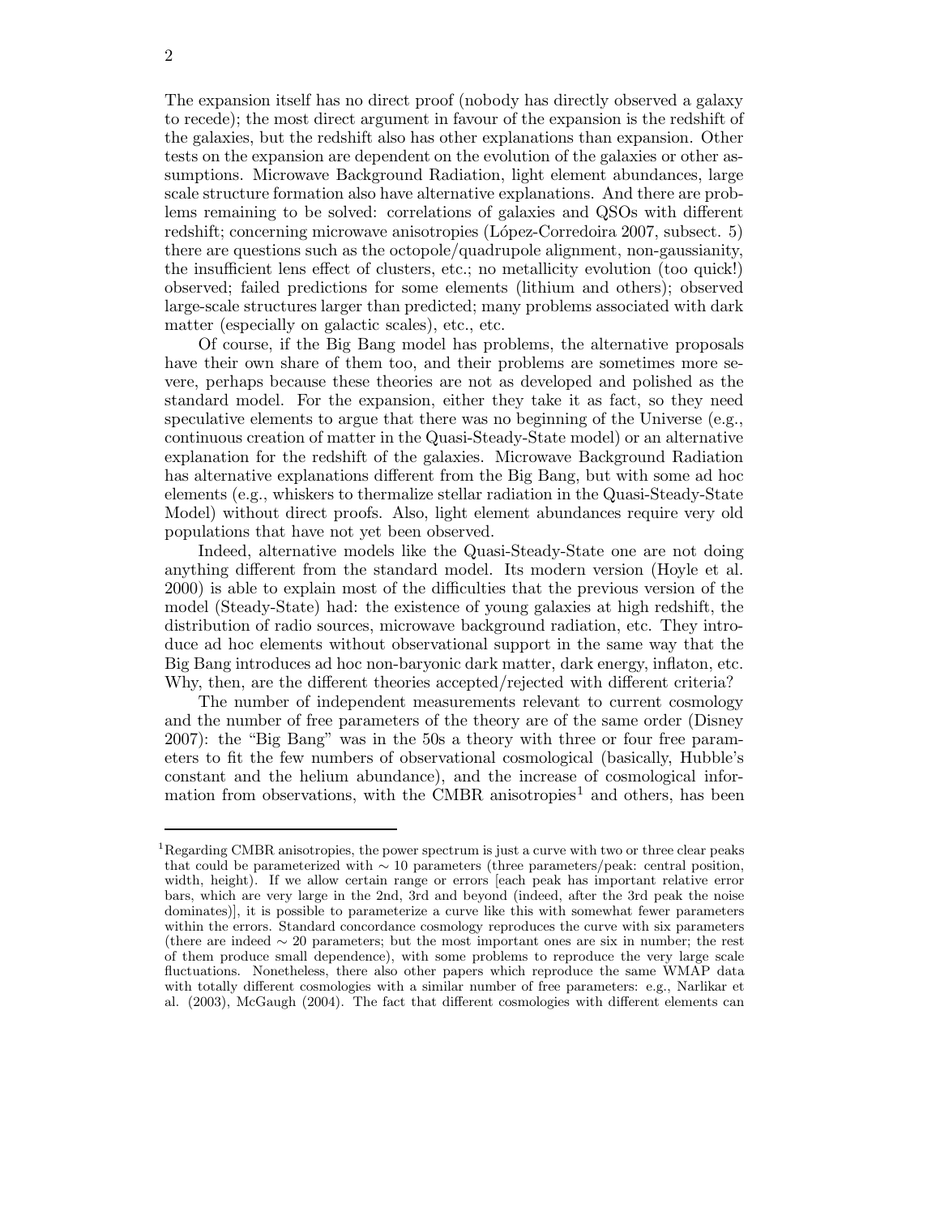The expansion itself has no direct proof (nobody has directly observed a galaxy to recede); the most direct argument in favour of the expansion is the redshift of the galaxies, but the redshift also has other explanations than expansion. Other tests on the expansion are dependent on the evolution of the galaxies or other assumptions. Microwave Background Radiation, light element abundances, large scale structure formation also have alternative explanations. And there are problems remaining to be solved: correlations of galaxies and QSOs with different redshift; concerning microwave anisotropies (López-Corredoira 2007, subsect. 5) there are questions such as the octopole/quadrupole alignment, non-gaussianity, the insufficient lens effect of clusters, etc.; no metallicity evolution (too quick!) observed; failed predictions for some elements (lithium and others); observed large-scale structures larger than predicted; many problems associated with dark matter (especially on galactic scales), etc., etc.

Of course, if the Big Bang model has problems, the alternative proposals have their own share of them too, and their problems are sometimes more severe, perhaps because these theories are not as developed and polished as the standard model. For the expansion, either they take it as fact, so they need speculative elements to argue that there was no beginning of the Universe (e.g., continuous creation of matter in the Quasi-Steady-State model) or an alternative explanation for the redshift of the galaxies. Microwave Background Radiation has alternative explanations different from the Big Bang, but with some ad hoc elements (e.g., whiskers to thermalize stellar radiation in the Quasi-Steady-State Model) without direct proofs. Also, light element abundances require very old populations that have not yet been observed.

Indeed, alternative models like the Quasi-Steady-State one are not doing anything different from the standard model. Its modern version (Hoyle et al. 2000) is able to explain most of the difficulties that the previous version of the model (Steady-State) had: the existence of young galaxies at high redshift, the distribution of radio sources, microwave background radiation, etc. They introduce ad hoc elements without observational support in the same way that the Big Bang introduces ad hoc non-baryonic dark matter, dark energy, inflaton, etc. Why, then, are the different theories accepted/rejected with different criteria?

The number of independent measurements relevant to current cosmology and the number of free parameters of the theory are of the same order (Disney 2007): the "Big Bang" was in the 50s a theory with three or four free parameters to fit the few numbers of observational cosmological (basically, Hubble's constant and the helium abundance), and the increase of cosmological information from observations, with the CMBR anisotropies[1] and others, has been

[1] Regarding CMBR anisotropies, the power spectrum is just a curve with two or three clear peaks that could be parameterized with $\sim 10$ parameters (three parameters/peak: central position, width, height). If we allow certain range or errors [each peak has important relative error bars, which are very large in the 2nd, 3rd and beyond (indeed, after the 3rd peak the noise dominates)], it is possible to parameterize a curve like this with somewhat fewer parameters within the errors. Standard concordance cosmology reproduces the curve with six parameters (there are indeed $\sim 20$ parameters; but the most important ones are six in number; the rest of them produce small dependence), with some problems to reproduce the very large scale fluctuations. Nonetheless, there also other papers which reproduce the same WMAP data with totally different cosmologies with a similar number of free parameters: e.g., Narlikar et al. (2003), McGaugh (2004). The fact that different cosmologies with different elements can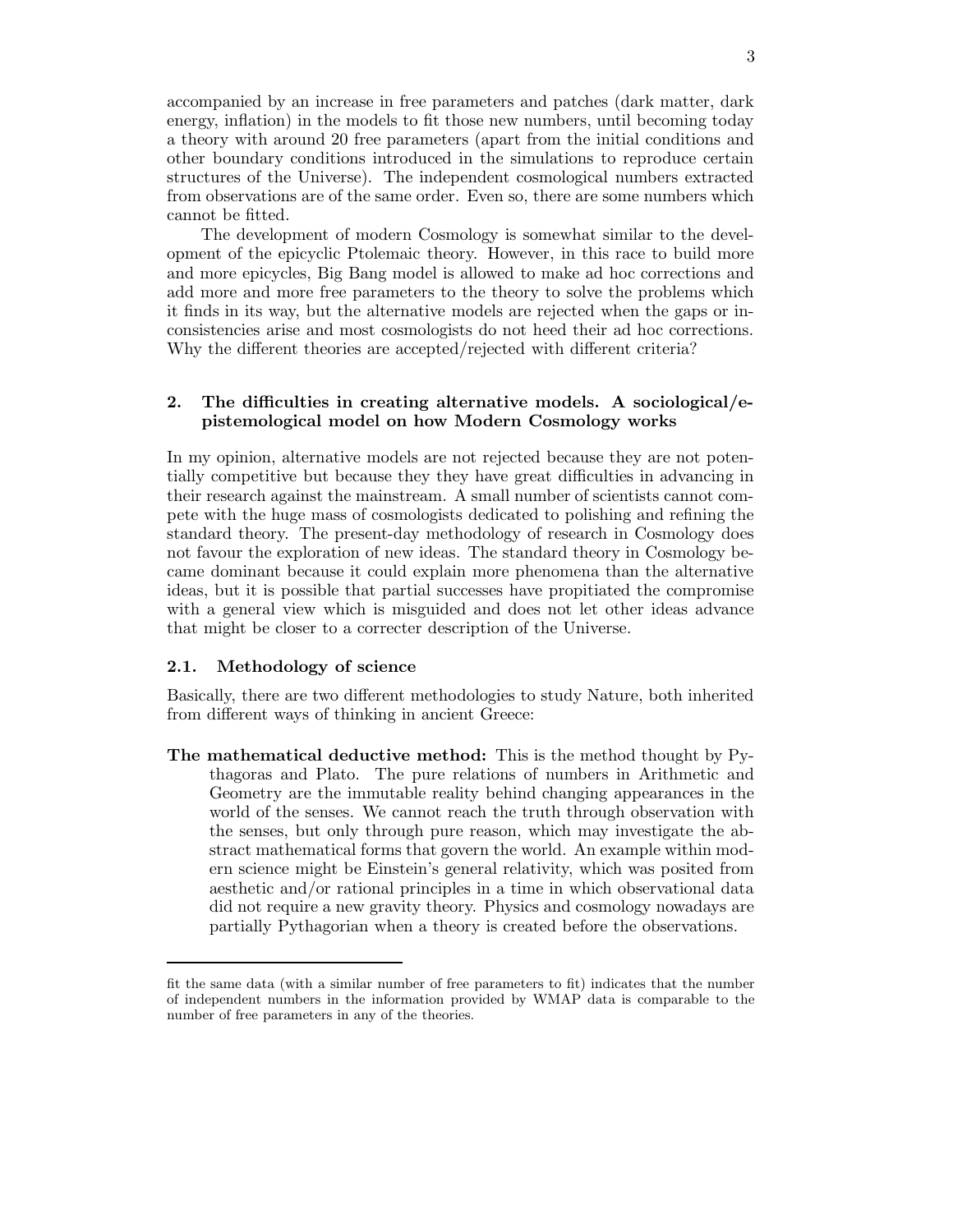accompanied by an increase in free parameters and patches (dark matter, dark energy, inflation) in the models to fit those new numbers, until becoming today a theory with around 20 free parameters (apart from the initial conditions and other boundary conditions introduced in the simulations to reproduce certain structures of the Universe). The independent cosmological numbers extracted from observations are of the same order. Even so, there are some numbers which cannot be fitted.

The development of modern Cosmology is somewhat similar to the development of the epicyclic Ptolemaic theory. However, in this race to build more and more epicycles, Big Bang model is allowed to make ad hoc corrections and add more and more free parameters to the theory to solve the problems which it finds in its way, but the alternative models are rejected when the gaps or inconsistencies arise and most cosmologists do not heed their ad hoc corrections. Why the different theories are accepted/rejected with different criteria?

## 2. The difficulties in creating alternative models. A sociological/epistemological model on how Modern Cosmology works

In my opinion, alternative models are not rejected because they are not potentially competitive but because they they have great difficulties in advancing in their research against the mainstream. A small number of scientists cannot compete with the huge mass of cosmologists dedicated to polishing and refining the standard theory. The present-day methodology of research in Cosmology does not favour the exploration of new ideas. The standard theory in Cosmology became dominant because it could explain more phenomena than the alternative ideas, but it is possible that partial successes have propitiated the compromise with a general view which is misguided and does not let other ideas advance that might be closer to a correcter description of the Universe.

### 2.1. Methodology of science

Basically, there are two different methodologies to study Nature, both inherited from different ways of thinking in ancient Greece:

**The mathematical deductive method:** This is the method thought by Pythagoras and Plato. The pure relations of numbers in Arithmetic and Geometry are the immutable reality behind changing appearances in the world of the senses. We cannot reach the truth through observation with the senses, but only through pure reason, which may investigate the abstract mathematical forms that govern the world. An example within modern science might be Einstein's general relativity, which was posited from aesthetic and/or rational principles in a time in which observational data did not require a new gravity theory. Physics and cosmology nowadays are partially Pythagorian when a theory is created before the observations.

---

fit the same data (with a similar number of free parameters to fit) indicates that the number of independent numbers in the information provided by WMAP data is comparable to the number of free parameters in any of the theories.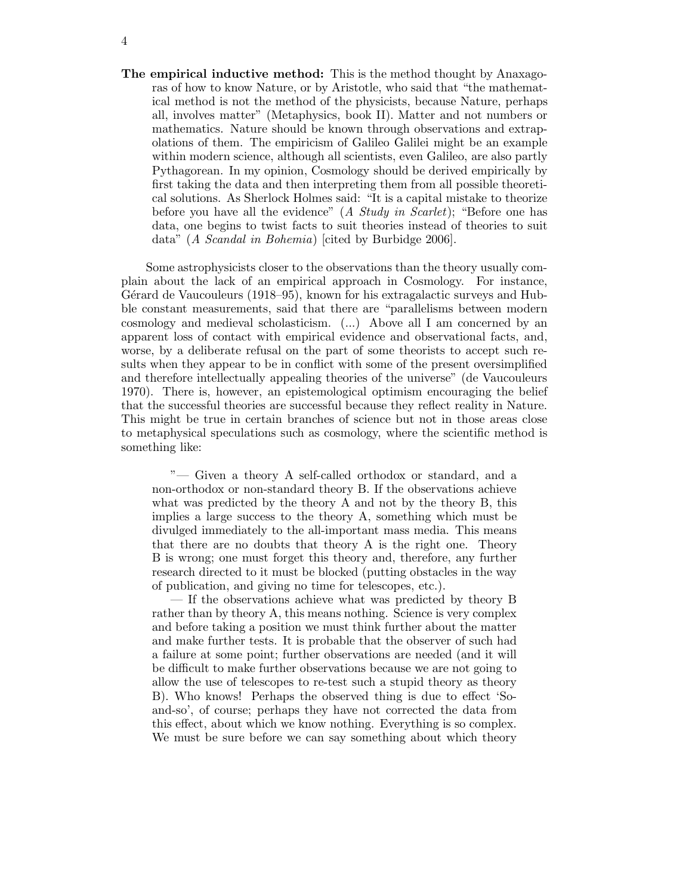**The empirical inductive method:** This is the method thought by Anaxagoras of how to know Nature, or by Aristotle, who said that "the mathematical method is not the method of the physicists, because Nature, perhaps all, involves matter" (Metaphysics, book II). Matter and not numbers or mathematics. Nature should be known through observations and extrapolations of them. The empiricism of Galileo Galilei might be an example within modern science, although all scientists, even Galileo, are also partly Pythagorean. In my opinion, Cosmology should be derived empirically by first taking the data and then interpreting them from all possible theoretical solutions. As Sherlock Holmes said: "It is a capital mistake to theorize before you have all the evidence" (*A Study in Scarlet*); "Before one has data, one begins to twist facts to suit theories instead of theories to suit data" (*A Scandal in Bohemia*) [cited by Burbidge 2006].

Some astrophysicists closer to the observations than the theory usually complain about the lack of an empirical approach in Cosmology. For instance, Gérard de Vaucouleurs (1918–95), known for his extragalactic surveys and Hubble constant measurements, said that there are "parallelisms between modern cosmology and medieval scholasticism. (...) Above all I am concerned by an apparent loss of contact with empirical evidence and observational facts, and, worse, by a deliberate refusal on the part of some theorists to accept such results when they appear to be in conflict with some of the present oversimplified and therefore intellectually appealing theories of the universe" (de Vaucouleurs 1970). There is, however, an epistemological optimism encouraging the belief that the successful theories are successful because they reflect reality in Nature. This might be true in certain branches of science but not in those areas close to metaphysical speculations such as cosmology, where the scientific method is something like:

> "— Given a theory A self-called orthodox or standard, and a non-orthodox or non-standard theory B. If the observations achieve what was predicted by the theory A and not by the theory B, this implies a large success to the theory A, something which must be divulged immediately to the all-important mass media. This means that there are no doubts that theory A is the right one. Theory B is wrong; one must forget this theory and, therefore, any further research directed to it must be blocked (putting obstacles in the way of publication, and giving no time for telescopes, etc.).
>
> — If the observations achieve what was predicted by theory B rather than by theory A, this means nothing. Science is very complex and before taking a position we must think further about the matter and make further tests. It is probable that the observer of such had a failure at some point; further observations are needed (and it will be difficult to make further observations because we are not going to allow the use of telescopes to re-test such a stupid theory as theory B). Who knows! Perhaps the observed thing is due to effect 'So-and-so', of course; perhaps they have not corrected the data from this effect, about which we know nothing. Everything is so complex. We must be sure before we can say something about which theory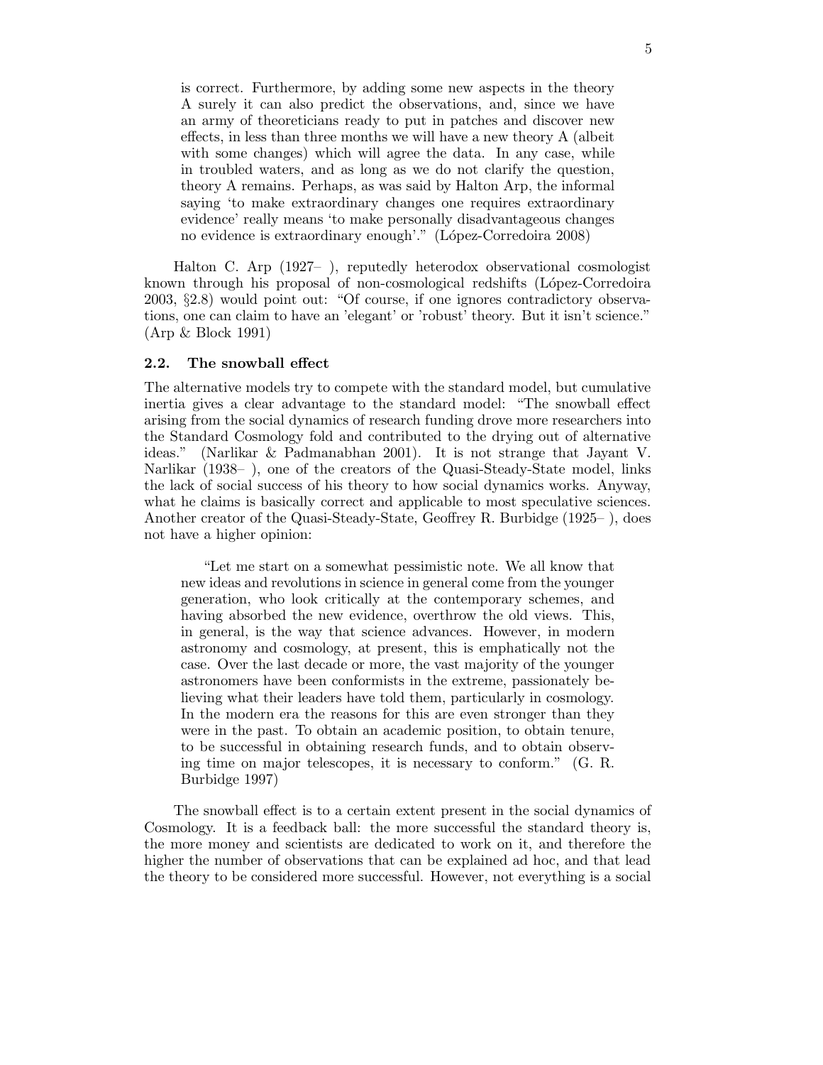> is correct. Furthermore, by adding some new aspects in the theory A surely it can also predict the observations, and, since we have an army of theoreticians ready to put in patches and discover new effects, in less than three months we will have a new theory A (albeit with some changes) which will agree the data. In any case, while in troubled waters, and as long as we do not clarify the question, theory A remains. Perhaps, as was said by Halton Arp, the informal saying 'to make extraordinary changes one requires extraordinary evidence' really means 'to make personally disadvantageous changes no evidence is extraordinary enough'." (López-Corredoira 2008)

Halton C. Arp (1927– ), reputedly heterodox observational cosmologist known through his proposal of non-cosmological redshifts (López-Corredoira 2003, §2.8) would point out: "Of course, if one ignores contradictory observations, one can claim to have an 'elegant' or 'robust' theory. But it isn't science." (Arp & Block 1991)

### 2.2. The snowball effect

The alternative models try to compete with the standard model, but cumulative inertia gives a clear advantage to the standard model: "The snowball effect arising from the social dynamics of research funding drove more researchers into the Standard Cosmology fold and contributed to the drying out of alternative ideas." (Narlikar & Padmanabhan 2001). It is not strange that Jayant V. Narlikar (1938– ), one of the creators of the Quasi-Steady-State model, links the lack of social success of his theory to how social dynamics works. Anyway, what he claims is basically correct and applicable to most speculative sciences. Another creator of the Quasi-Steady-State, Geoffrey R. Burbidge (1925– ), does not have a higher opinion:

> "Let me start on a somewhat pessimistic note. We all know that new ideas and revolutions in science in general come from the younger generation, who look critically at the contemporary schemes, and having absorbed the new evidence, overthrow the old views. This, in general, is the way that science advances. However, in modern astronomy and cosmology, at present, this is emphatically not the case. Over the last decade or more, the vast majority of the younger astronomers have been conformists in the extreme, passionately believing what their leaders have told them, particularly in cosmology. In the modern era the reasons for this are even stronger than they were in the past. To obtain an academic position, to obtain tenure, to be successful in obtaining research funds, and to obtain observing time on major telescopes, it is necessary to conform." (G. R. Burbidge 1997)

The snowball effect is to a certain extent present in the social dynamics of Cosmology. It is a feedback ball: the more successful the standard theory is, the more money and scientists are dedicated to work on it, and therefore the higher the number of observations that can be explained ad hoc, and that lead the theory to be considered more successful. However, not everything is a social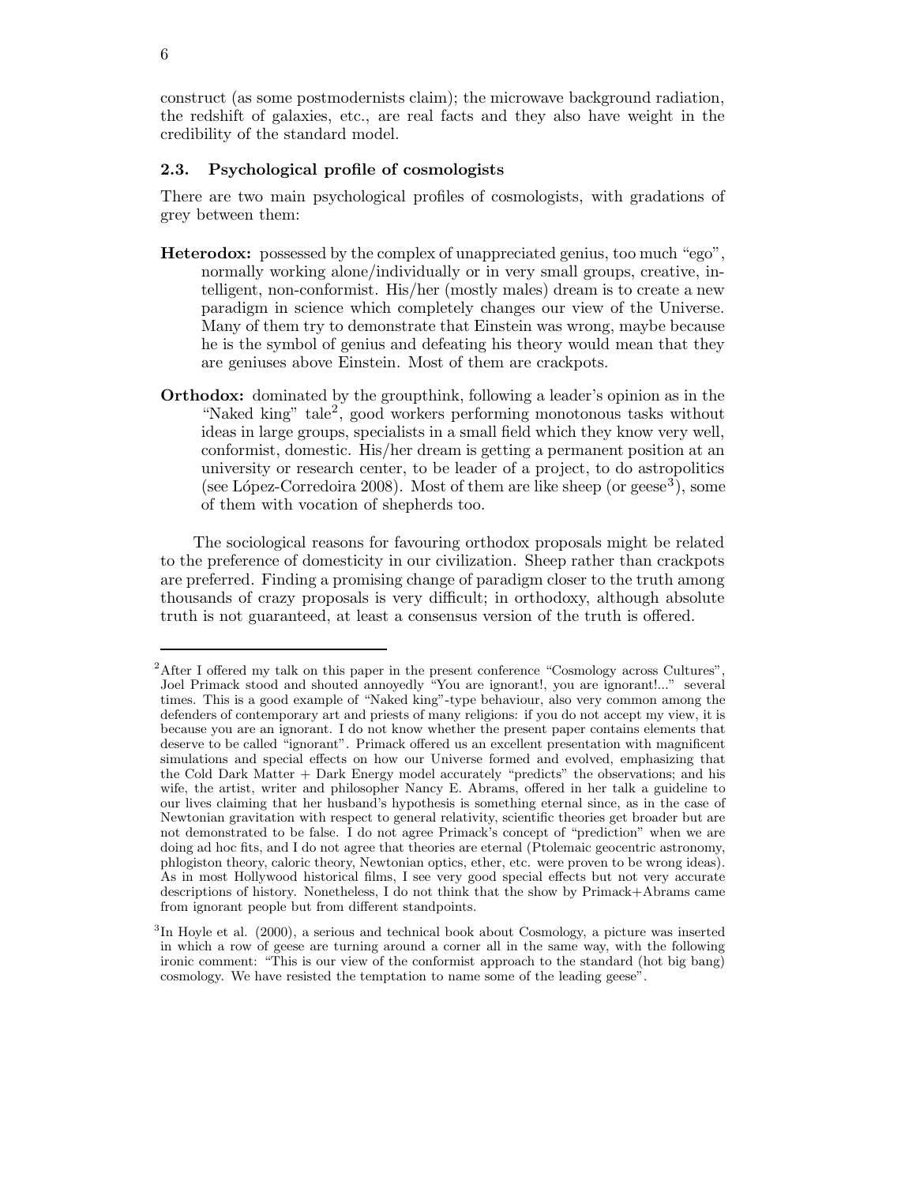construct (as some postmodernists claim); the microwave background radiation, the redshift of galaxies, etc., are real facts and they also have weight in the credibility of the standard model.

### 2.3. Psychological profile of cosmologists

There are two main psychological profiles of cosmologists, with gradations of grey between them:

**Heterodox:** possessed by the complex of unappreciated genius, too much "ego", normally working alone/individually or in very small groups, creative, intelligent, non-conformist. His/her (mostly males) dream is to create a new paradigm in science which completely changes our view of the Universe. Many of them try to demonstrate that Einstein was wrong, maybe because he is the symbol of genius and defeating his theory would mean that they are geniuses above Einstein. Most of them are crackpots.

**Orthodox:** dominated by the groupthink, following a leader's opinion as in the "Naked king" tale[2], good workers performing monotonous tasks without ideas in large groups, specialists in a small field which they know very well, conformist, domestic. His/her dream is getting a permanent position at an university or research center, to be leader of a project, to do astropolitics (see López-Corredoira 2008). Most of them are like sheep (or geese[3]), some of them with vocation of shepherds too.

The sociological reasons for favouring orthodox proposals might be related to the preference of domesticity in our civilization. Sheep rather than crackpots are preferred. Finding a promising change of paradigm closer to the truth among thousands of crazy proposals is very difficult; in orthodoxy, although absolute truth is not guaranteed, at least a consensus version of the truth is offered.

---

[2] After I offered my talk on this paper in the present conference "Cosmology across Cultures", Joel Primack stood and shouted annoyedly "You are ignorant!, you are ignorant!..." several times. This is a good example of "Naked king"-type behaviour, also very common among the defenders of contemporary art and priests of many religions: if you do not accept my view, it is because you are an ignorant. I do not know whether the present paper contains elements that deserve to be called "ignorant". Primack offered us an excellent presentation with magnificent simulations and special effects on how our Universe formed and evolved, emphasizing that the Cold Dark Matter + Dark Energy model accurately "predicts" the observations; and his wife, the artist, writer and philosopher Nancy E. Abrams, offered in her talk a guideline to our lives claiming that her husband's hypothesis is something eternal since, as in the case of Newtonian gravitation with respect to general relativity, scientific theories get broader but are not demonstrated to be false. I do not agree Primack's concept of "prediction" when we are doing ad hoc fits, and I do not agree that theories are eternal (Ptolemaic geocentric astronomy, phlogiston theory, caloric theory, Newtonian optics, ether, etc. were proven to be wrong ideas). As in most Hollywood historical films, I see very good special effects but not very accurate descriptions of history. Nonetheless, I do not think that the show by Primack+Abrams came from ignorant people but from different standpoints.

[3] In Hoyle et al. (2000), a serious and technical book about Cosmology, a picture was inserted in which a row of geese are turning around a corner all in the same way, with the following ironic comment: "This is our view of the conformist approach to the standard (hot big bang) cosmology. We have resisted the temptation to name some of the leading geese".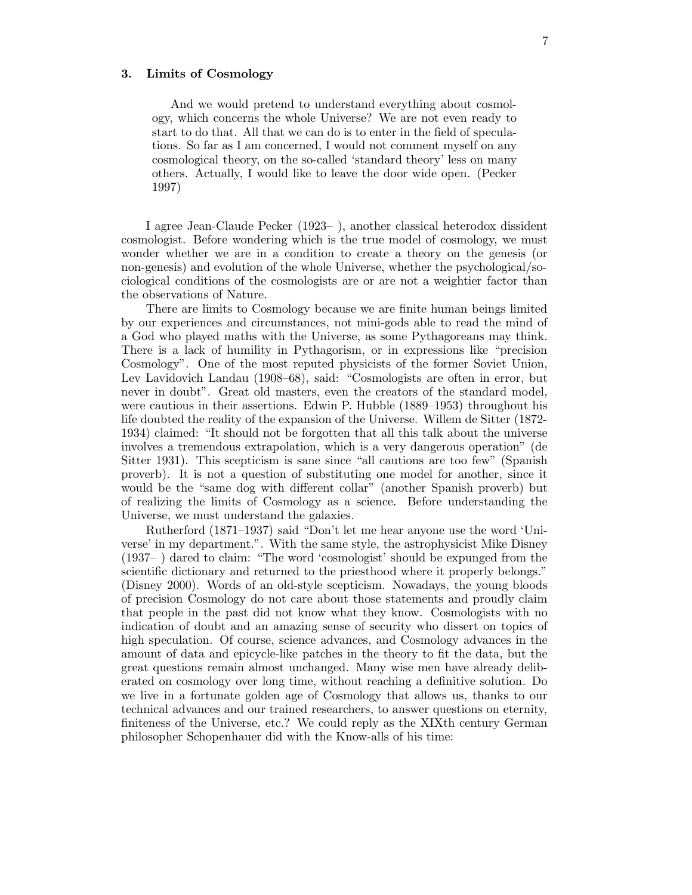## 3. Limits of Cosmology

> And we would pretend to understand everything about cosmology, which concerns the whole Universe? We are not even ready to start to do that. All that we can do is to enter in the field of speculations. So far as I am concerned, I would not comment myself on any cosmological theory, on the so-called 'standard theory' less on many others. Actually, I would like to leave the door wide open. (Pecker 1997)

I agree Jean-Claude Pecker (1923– ), another classical heterodox dissident cosmologist. Before wondering which is the true model of cosmology, we must wonder whether we are in a condition to create a theory on the genesis (or non-genesis) and evolution of the whole Universe, whether the psychological/sociological conditions of the cosmologists are or are not a weightier factor than the observations of Nature.

There are limits to Cosmology because we are finite human beings limited by our experiences and circumstances, not mini-gods able to read the mind of a God who played maths with the Universe, as some Pythagoreans may think. There is a lack of humility in Pythagorism, or in expressions like "precision Cosmology". One of the most reputed physicists of the former Soviet Union, Lev Lavidovich Landau (1908–68), said: "Cosmologists are often in error, but never in doubt". Great old masters, even the creators of the standard model, were cautious in their assertions. Edwin P. Hubble (1889–1953) throughout his life doubted the reality of the expansion of the Universe. Willem de Sitter (1872-1934) claimed: "It should not be forgotten that all this talk about the universe involves a tremendous extrapolation, which is a very dangerous operation" (de Sitter 1931). This scepticism is sane since "all cautions are too few" (Spanish proverb). It is not a question of substituting one model for another, since it would be the "same dog with different collar" (another Spanish proverb) but of realizing the limits of Cosmology as a science. Before understanding the Universe, we must understand the galaxies.

Rutherford (1871–1937) said "Don't let me hear anyone use the word 'Universe' in my department.". With the same style, the astrophysicist Mike Disney (1937– ) dared to claim: "The word 'cosmologist' should be expunged from the scientific dictionary and returned to the priesthood where it properly belongs." (Disney 2000). Words of an old-style scepticism. Nowadays, the young bloods of precision Cosmology do not care about those statements and proudly claim that people in the past did not know what they know. Cosmologists with no indication of doubt and an amazing sense of security who dissert on topics of high speculation. Of course, science advances, and Cosmology advances in the amount of data and epicycle-like patches in the theory to fit the data, but the great questions remain almost unchanged. Many wise men have already deliberated on cosmology over long time, without reaching a definitive solution. Do we live in a fortunate golden age of Cosmology that allows us, thanks to our technical advances and our trained researchers, to answer questions on eternity, finiteness of the Universe, etc.? We could reply as the XIXth century German philosopher Schopenhauer did with the Know-alls of his time: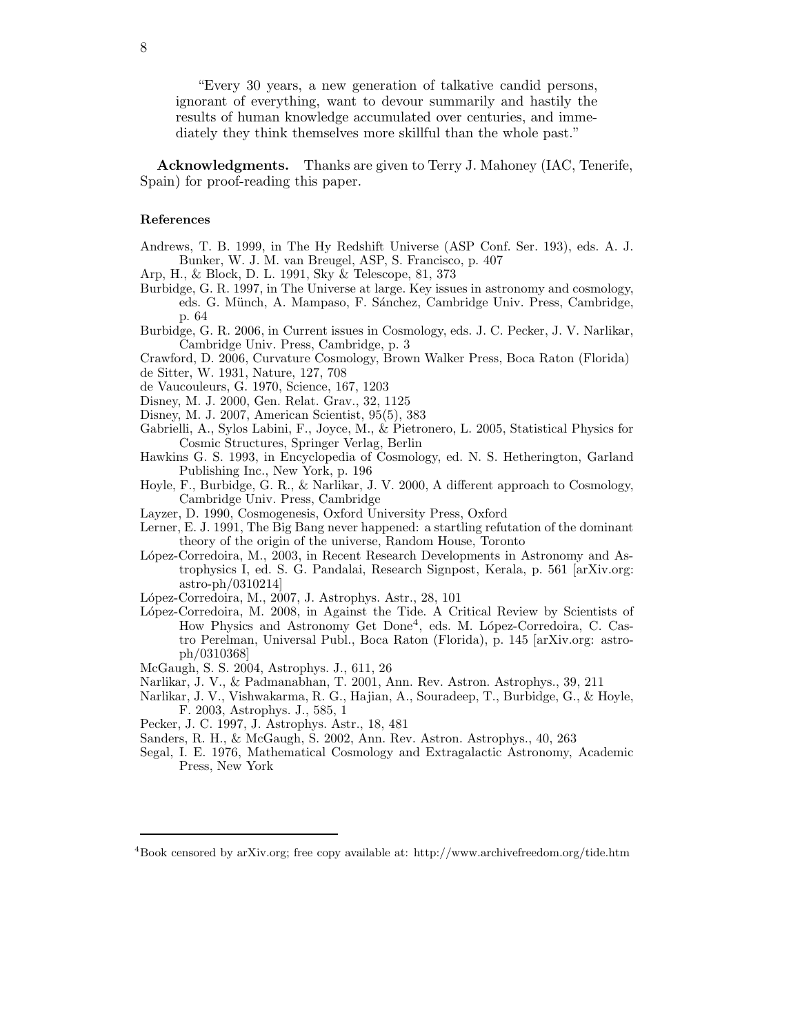> "Every 30 years, a new generation of talkative candid persons, ignorant of everything, want to devour summarily and hastily the results of human knowledge accumulated over centuries, and immediately they think themselves more skillful than the whole past."

**Acknowledgments.** Thanks are given to Terry J. Mahoney (IAC, Tenerife, Spain) for proof-reading this paper.

**References**

Andrews, T. B. 1999, in The Hy Redshift Universe (ASP Conf. Ser. 193), eds. A. J. Bunker, W. J. M. van Breugel, ASP, S. Francisco, p. 407

Arp, H., & Block, D. L. 1991, Sky & Telescope, 81, 373

Burbidge, G. R. 1997, in The Universe at large. Key issues in astronomy and cosmology, eds. G. Münch, A. Mampaso, F. Sánchez, Cambridge Univ. Press, Cambridge, p. 64

Burbidge, G. R. 2006, in Current issues in Cosmology, eds. J. C. Pecker, J. V. Narlikar, Cambridge Univ. Press, Cambridge, p. 3

Crawford, D. 2006, Curvature Cosmology, Brown Walker Press, Boca Raton (Florida)

de Sitter, W. 1931, Nature, 127, 708

de Vaucouleurs, G. 1970, Science, 167, 1203

Disney, M. J. 2000, Gen. Relat. Grav., 32, 1125

Disney, M. J. 2007, American Scientist, 95(5), 383

Gabrielli, A., Sylos Labini, F., Joyce, M., & Pietronero, L. 2005, Statistical Physics for Cosmic Structures, Springer Verlag, Berlin

Hawkins G. S. 1993, in Encyclopedia of Cosmology, ed. N. S. Hetherington, Garland Publishing Inc., New York, p. 196

Hoyle, F., Burbidge, G. R., & Narlikar, J. V. 2000, A different approach to Cosmology, Cambridge Univ. Press, Cambridge

Layzer, D. 1990, Cosmogenesis, Oxford University Press, Oxford

Lerner, E. J. 1991, The Big Bang never happened: a startling refutation of the dominant theory of the origin of the universe, Random House, Toronto

López-Corredoira, M., 2003, in Recent Research Developments in Astronomy and Astrophysics I, ed. S. G. Pandalai, Research Signpost, Kerala, p. 561 [arXiv.org: astro-ph/0310214]

López-Corredoira, M., 2007, J. Astrophys. Astr., 28, 101

López-Corredoira, M. 2008, in Against the Tide. A Critical Review by Scientists of How Physics and Astronomy Get Done[4], eds. M. López-Corredoira, C. Castro Perelman, Universal Publ., Boca Raton (Florida), p. 145 [arXiv.org: astro-ph/0310368]

McGaugh, S. S. 2004, Astrophys. J., 611, 26

Narlikar, J. V., & Padmanabhan, T. 2001, Ann. Rev. Astron. Astrophys., 39, 211

Narlikar, J. V., Vishwakarma, R. G., Hajian, A., Souradeep, T., Burbidge, G., & Hoyle, F. 2003, Astrophys. J., 585, 1

Pecker, J. C. 1997, J. Astrophys. Astr., 18, 481

Sanders, R. H., & McGaugh, S. 2002, Ann. Rev. Astron. Astrophys., 40, 263

Segal, I. E. 1976, Mathematical Cosmology and Extragalactic Astronomy, Academic Press, New York

[4] Book censored by arXiv.org; free copy available at: http://www.archivefreedom.org/tide.htm